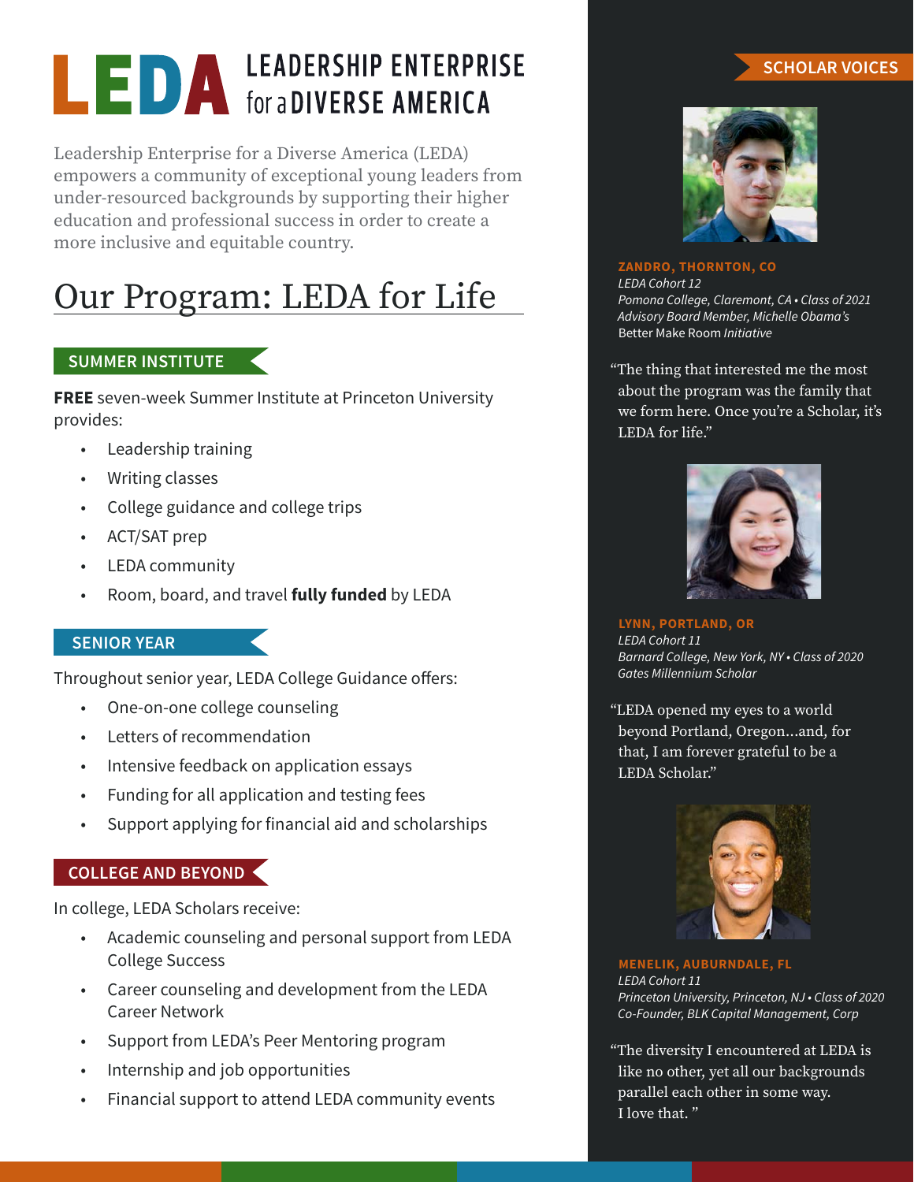# LEDA — LEADERSHIP ENTERPRISE for a DIVERSE AMERICA

Leadership Enterprise for a Diverse America (LEDA) empowers a community of exceptional young leaders from under-resourced backgrounds by supporting their higher education and professional success in order to create a more inclusive and equitable country.

## Our Program: LEDA for Life

### SUMMER INSTITUTE

**FREE** seven-week Summer Institute at Princeton University provides:

- Leadership training
- Writing classes
- College guidance and college trips
- ACT/SAT prep
- LEDA community
- Room, board, and travel **fully funded** by LEDA

### SENIOR YEAR

Throughout senior year, LEDA College Guidance offers:

- One-on-one college counseling
- Letters of recommendation
- Intensive feedback on application essays
- Funding for all application and testing fees
- Support applying for financial aid and scholarships

### COLLEGE AND BEYOND

In college, LEDA Scholars receive:

- Academic counseling and personal support from LEDA College Success
- Career counseling and development from the LEDA Career Network
- Support from LEDA's Peer Mentoring program
- Internship and job opportunities
- Financial support to attend LEDA community events

## SCHOLAR VOICES

**ZANDRO, THORNTON, CO**
*LEDA Cohort 12*
*Pomona College, Claremont, CA • Class of 2021*
*Advisory Board Member, Michelle Obama's* Better Make Room *Initiative*

"The thing that interested me the most about the program was the family that we form here. Once you're a Scholar, it's LEDA for life."

**LYNN, PORTLAND, OR**
*LEDA Cohort 11*
*Barnard College, New York, NY • Class of 2020*
*Gates Millennium Scholar*

"LEDA opened my eyes to a world beyond Portland, Oregon...and, for that, I am forever grateful to be a LEDA Scholar."

**MENELIK, AUBURNDALE, FL**
*LEDA Cohort 11*
*Princeton University, Princeton, NJ • Class of 2020*
*Co-Founder, BLK Capital Management, Corp*

"The diversity I encountered at LEDA is like no other, yet all our backgrounds parallel each other in some way. I love that."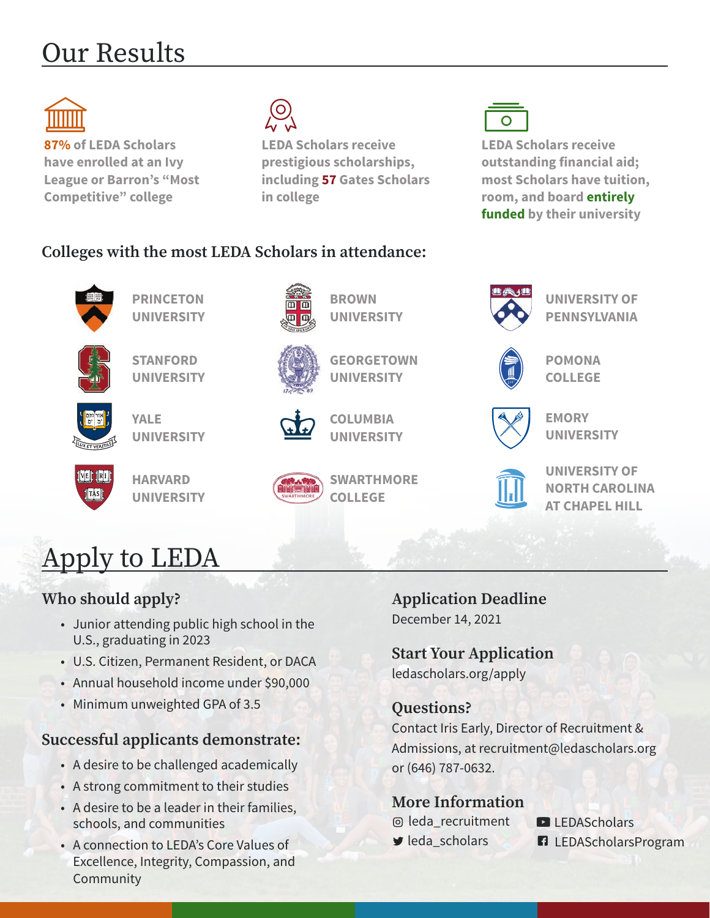# Our Results

**87%** of LEDA Scholars have enrolled at an Ivy League or Barron's "Most Competitive" college

LEDA Scholars receive prestigious scholarships, including **57** Gates Scholars in college

LEDA Scholars receive outstanding financial aid; most Scholars have tuition, room, and board **entirely funded** by their university

### Colleges with the most LEDA Scholars in attendance:

- PRINCETON UNIVERSITY
- BROWN UNIVERSITY
- UNIVERSITY OF PENNSYLVANIA
- STANFORD UNIVERSITY
- GEORGETOWN UNIVERSITY
- POMONA COLLEGE
- YALE UNIVERSITY
- COLUMBIA UNIVERSITY
- EMORY UNIVERSITY
- HARVARD UNIVERSITY
- SWARTHMORE COLLEGE
- UNIVERSITY OF NORTH CAROLINA AT CHAPEL HILL

# Apply to LEDA

### Who should apply?

- Junior attending public high school in the U.S., graduating in 2023
- U.S. Citizen, Permanent Resident, or DACA
- Annual household income under $90,000
- Minimum unweighted GPA of 3.5

### Successful applicants demonstrate:

- A desire to be challenged academically
- A strong commitment to their studies
- A desire to be a leader in their families, schools, and communities
- A connection to LEDA's Core Values of Excellence, Integrity, Compassion, and Community

### Application Deadline

December 14, 2021

### Start Your Application

ledascholars.org/apply

### Questions?

Contact Iris Early, Director of Recruitment & Admissions, at recruitment@ledascholars.org or (646) 787-0632.

### More Information

leda_recruitment
leda_scholars
LEDAScholars
LEDAScholarsProgram